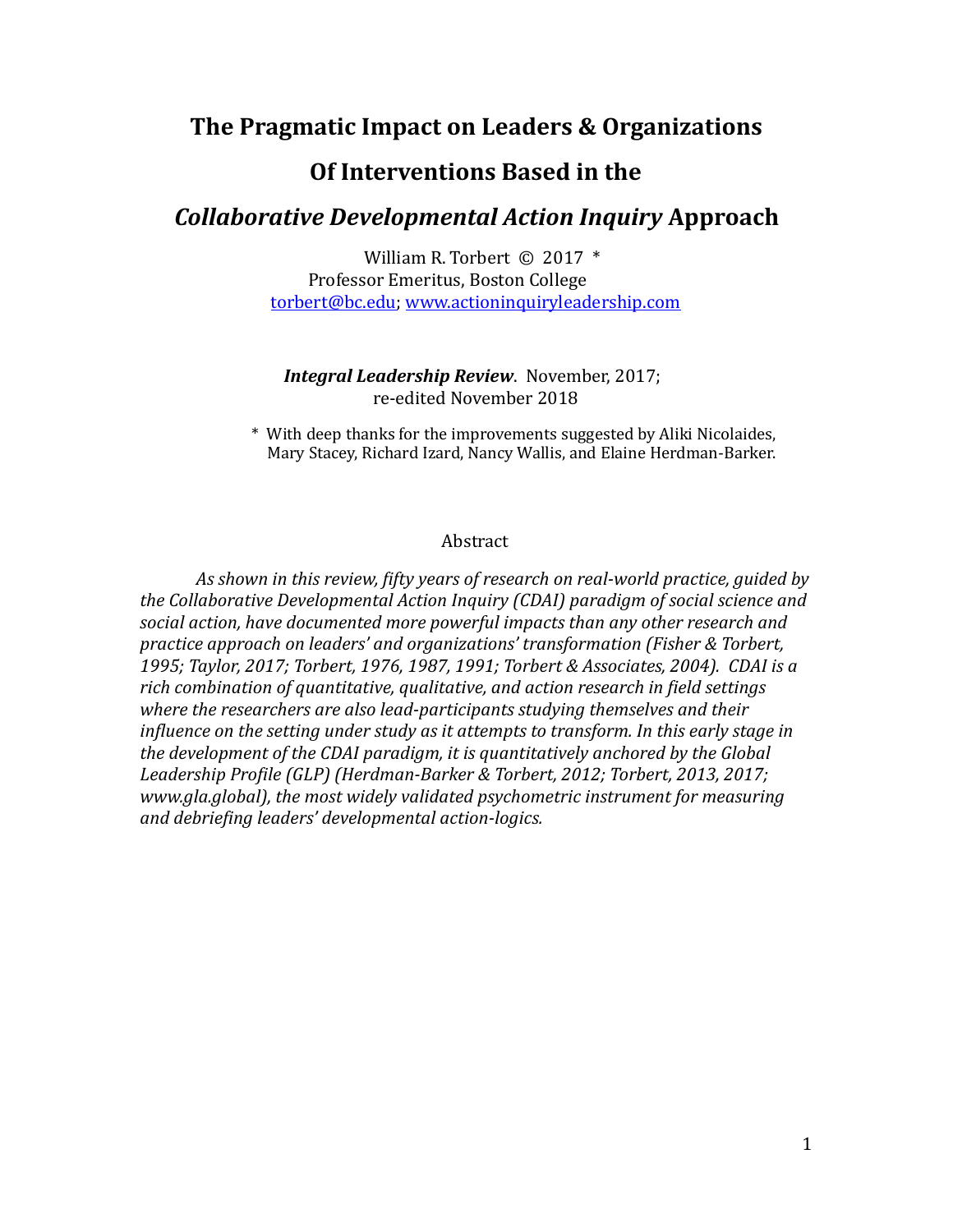# The Pragmatic Impact on Leaders & Organizations Of Interventions Based in the *Collaborative Developmental Action Inquiry* Approach

William R. Torbert © 2017 *
Professor Emeritus, Boston College
torbert@bc.edu; www.actioninquiryleadership.com

***Integral Leadership Review***. November, 2017;
re-edited November 2018

* With deep thanks for the improvements suggested by Aliki Nicolaides, Mary Stacey, Richard Izard, Nancy Wallis, and Elaine Herdman-Barker.

## Abstract

*As shown in this review, fifty years of research on real-world practice, guided by the Collaborative Developmental Action Inquiry (CDAI) paradigm of social science and social action, have documented more powerful impacts than any other research and practice approach on leaders' and organizations' transformation (Fisher & Torbert, 1995; Taylor, 2017; Torbert, 1976, 1987, 1991; Torbert & Associates, 2004). CDAI is a rich combination of quantitative, qualitative, and action research in field settings where the researchers are also lead-participants studying themselves and their influence on the setting under study as it attempts to transform. In this early stage in the development of the CDAI paradigm, it is quantitatively anchored by the Global Leadership Profile (GLP) (Herdman-Barker & Torbert, 2012; Torbert, 2013, 2017; www.gla.global), the most widely validated psychometric instrument for measuring and debriefing leaders' developmental action-logics.*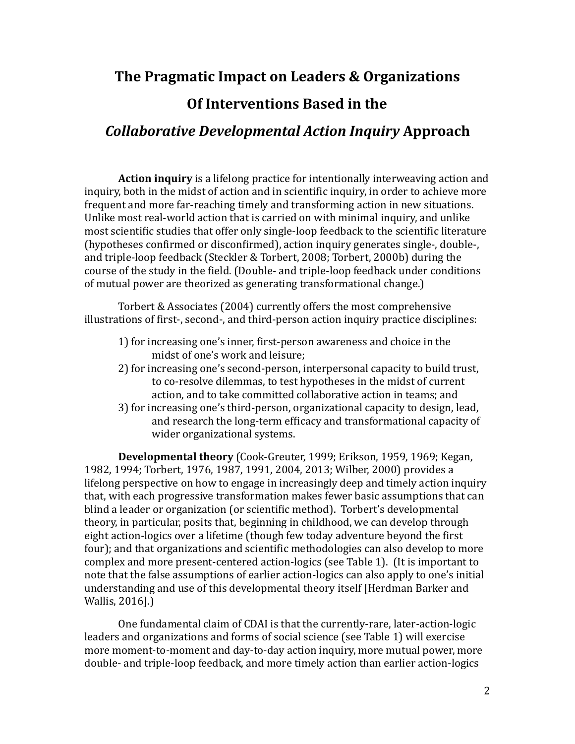# The Pragmatic Impact on Leaders & Organizations
# Of Interventions Based in the
# *Collaborative Developmental Action Inquiry* Approach

**Action inquiry** is a lifelong practice for intentionally interweaving action and inquiry, both in the midst of action and in scientific inquiry, in order to achieve more frequent and more far-reaching timely and transforming action in new situations. Unlike most real-world action that is carried on with minimal inquiry, and unlike most scientific studies that offer only single-loop feedback to the scientific literature (hypotheses confirmed or disconfirmed), action inquiry generates single-, double-, and triple-loop feedback (Steckler & Torbert, 2008; Torbert, 2000b) during the course of the study in the field. (Double- and triple-loop feedback under conditions of mutual power are theorized as generating transformational change.)

Torbert & Associates (2004) currently offers the most comprehensive illustrations of first-, second-, and third-person action inquiry practice disciplines:

1) for increasing one's inner, first-person awareness and choice in the midst of one's work and leisure;
2) for increasing one's second-person, interpersonal capacity to build trust, to co-resolve dilemmas, to test hypotheses in the midst of current action, and to take committed collaborative action in teams; and
3) for increasing one's third-person, organizational capacity to design, lead, and research the long-term efficacy and transformational capacity of wider organizational systems.

**Developmental theory** (Cook-Greuter, 1999; Erikson, 1959, 1969; Kegan, 1982, 1994; Torbert, 1976, 1987, 1991, 2004, 2013; Wilber, 2000) provides a lifelong perspective on how to engage in increasingly deep and timely action inquiry that, with each progressive transformation makes fewer basic assumptions that can blind a leader or organization (or scientific method). Torbert's developmental theory, in particular, posits that, beginning in childhood, we can develop through eight action-logics over a lifetime (though few today adventure beyond the first four); and that organizations and scientific methodologies can also develop to more complex and more present-centered action-logics (see Table 1). (It is important to note that the false assumptions of earlier action-logics can also apply to one's initial understanding and use of this developmental theory itself [Herdman Barker and Wallis, 2016].)

One fundamental claim of CDAI is that the currently-rare, later-action-logic leaders and organizations and forms of social science (see Table 1) will exercise more moment-to-moment and day-to-day action inquiry, more mutual power, more double- and triple-loop feedback, and more timely action than earlier action-logics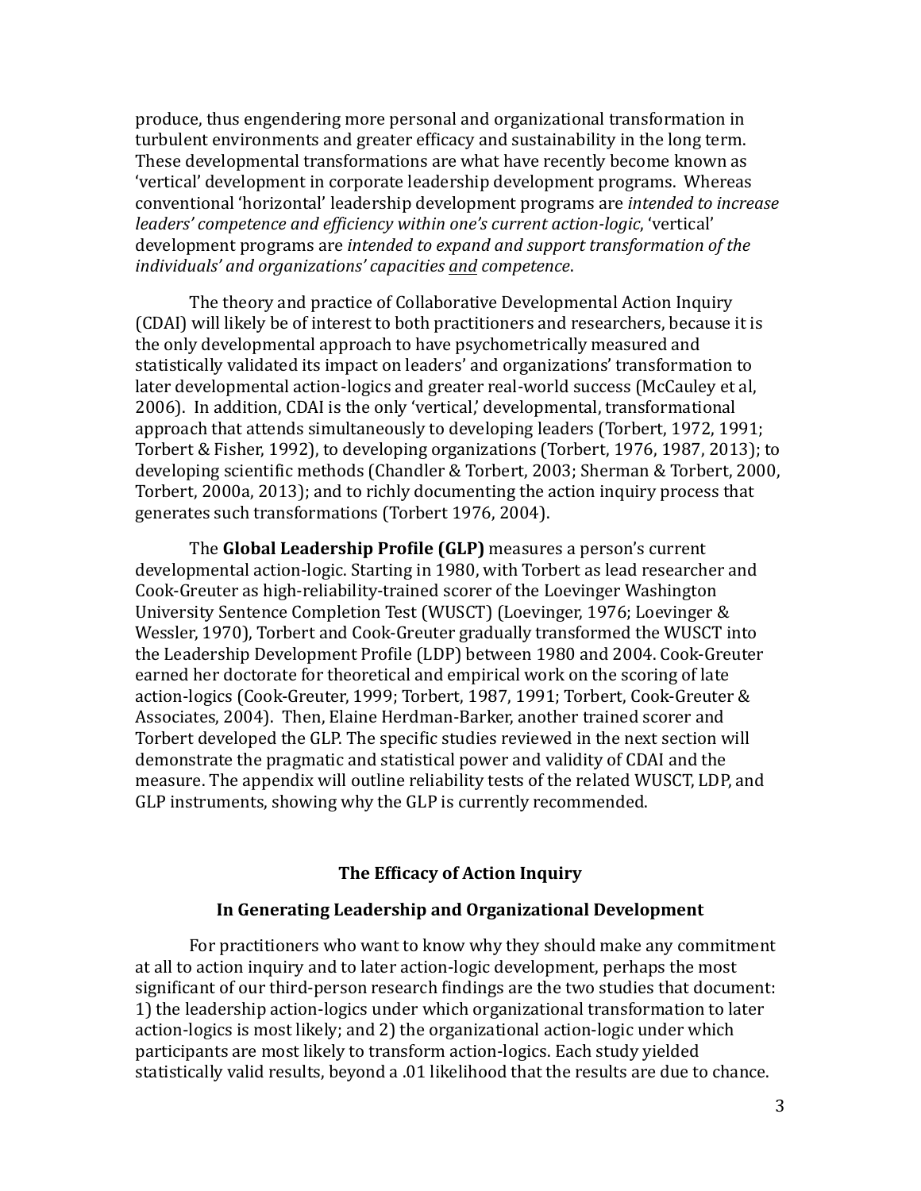produce, thus engendering more personal and organizational transformation in turbulent environments and greater efficacy and sustainability in the long term. These developmental transformations are what have recently become known as 'vertical' development in corporate leadership development programs. Whereas conventional 'horizontal' leadership development programs are *intended to increase leaders' competence and efficiency within one's current action-logic*, 'vertical' development programs are *intended to expand and support transformation of the individuals' and organizations' capacities and competence*.

The theory and practice of Collaborative Developmental Action Inquiry (CDAI) will likely be of interest to both practitioners and researchers, because it is the only developmental approach to have psychometrically measured and statistically validated its impact on leaders' and organizations' transformation to later developmental action-logics and greater real-world success (McCauley et al, 2006). In addition, CDAI is the only 'vertical,' developmental, transformational approach that attends simultaneously to developing leaders (Torbert, 1972, 1991; Torbert & Fisher, 1992), to developing organizations (Torbert, 1976, 1987, 2013); to developing scientific methods (Chandler & Torbert, 2003; Sherman & Torbert, 2000, Torbert, 2000a, 2013); and to richly documenting the action inquiry process that generates such transformations (Torbert 1976, 2004).

The **Global Leadership Profile (GLP)** measures a person's current developmental action-logic. Starting in 1980, with Torbert as lead researcher and Cook-Greuter as high-reliability-trained scorer of the Loevinger Washington University Sentence Completion Test (WUSCT) (Loevinger, 1976; Loevinger & Wessler, 1970), Torbert and Cook-Greuter gradually transformed the WUSCT into the Leadership Development Profile (LDP) between 1980 and 2004. Cook-Greuter earned her doctorate for theoretical and empirical work on the scoring of late action-logics (Cook-Greuter, 1999; Torbert, 1987, 1991; Torbert, Cook-Greuter & Associates, 2004). Then, Elaine Herdman-Barker, another trained scorer and Torbert developed the GLP. The specific studies reviewed in the next section will demonstrate the pragmatic and statistical power and validity of CDAI and the measure. The appendix will outline reliability tests of the related WUSCT, LDP, and GLP instruments, showing why the GLP is currently recommended.

## The Efficacy of Action Inquiry

## In Generating Leadership and Organizational Development

For practitioners who want to know why they should make any commitment at all to action inquiry and to later action-logic development, perhaps the most significant of our third-person research findings are the two studies that document: 1) the leadership action-logics under which organizational transformation to later action-logics is most likely; and 2) the organizational action-logic under which participants are most likely to transform action-logics. Each study yielded statistically valid results, beyond a .01 likelihood that the results are due to chance.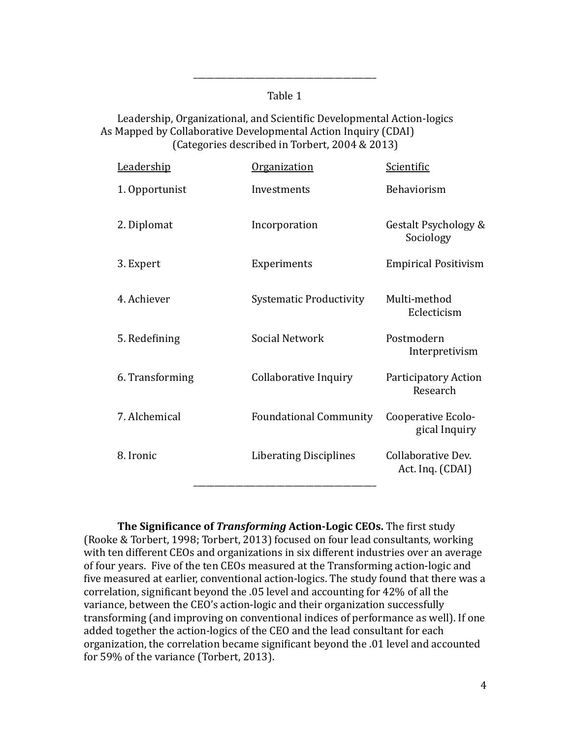Table 1

Leadership, Organizational, and Scientific Developmental Action-logics
As Mapped by Collaborative Developmental Action Inquiry (CDAI)
(Categories described in Torbert, 2004 & 2013)

| Leadership | Organization | Scientific |
|---|---|---|
| 1. Opportunist | Investments | Behaviorism |
| 2. Diplomat | Incorporation | Gestalt Psychology & Sociology |
| 3. Expert | Experiments | Empirical Positivism |
| 4. Achiever | Systematic Productivity | Multi-method Eclecticism |
| 5. Redefining | Social Network | Postmodern Interpretivism |
| 6. Transforming | Collaborative Inquiry | Participatory Action Research |
| 7. Alchemical | Foundational Community | Cooperative Ecological Inquiry |
| 8. Ironic | Liberating Disciplines | Collaborative Dev. Act. Inq. (CDAI) |

**The Significance of *Transforming* Action-Logic CEOs.** The first study (Rooke & Torbert, 1998; Torbert, 2013) focused on four lead consultants, working with ten different CEOs and organizations in six different industries over an average of four years. Five of the ten CEOs measured at the Transforming action-logic and five measured at earlier, conventional action-logics. The study found that there was a correlation, significant beyond the .05 level and accounting for 42% of all the variance, between the CEO's action-logic and their organization successfully transforming (and improving on conventional indices of performance as well). If one added together the action-logics of the CEO and the lead consultant for each organization, the correlation became significant beyond the .01 level and accounted for 59% of the variance (Torbert, 2013).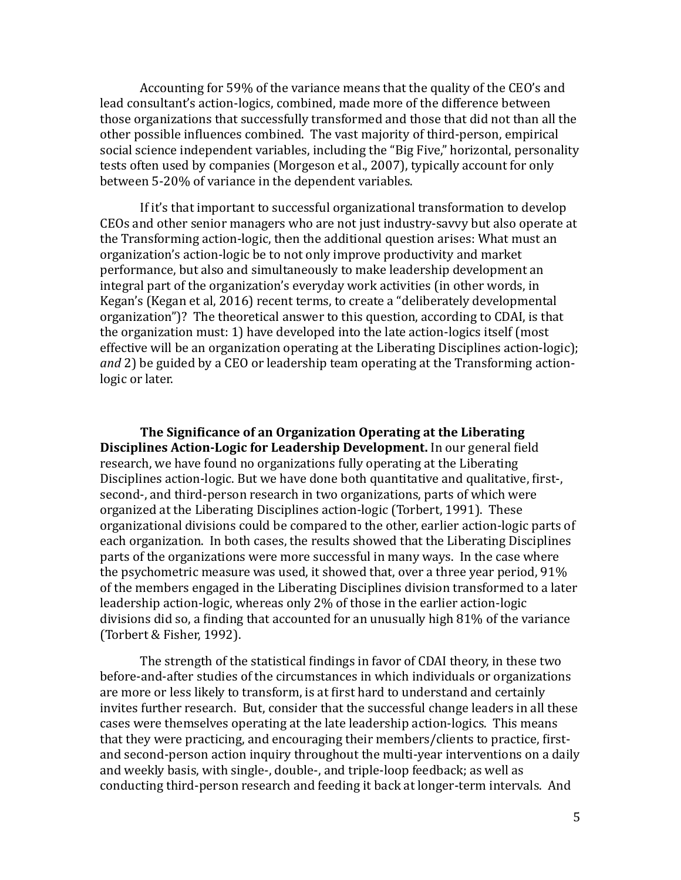Accounting for 59% of the variance means that the quality of the CEO's and lead consultant's action-logics, combined, made more of the difference between those organizations that successfully transformed and those that did not than all the other possible influences combined. The vast majority of third-person, empirical social science independent variables, including the "Big Five," horizontal, personality tests often used by companies (Morgeson et al., 2007), typically account for only between 5-20% of variance in the dependent variables.

If it's that important to successful organizational transformation to develop CEOs and other senior managers who are not just industry-savvy but also operate at the Transforming action-logic, then the additional question arises: What must an organization's action-logic be to not only improve productivity and market performance, but also and simultaneously to make leadership development an integral part of the organization's everyday work activities (in other words, in Kegan's (Kegan et al, 2016) recent terms, to create a "deliberately developmental organization")? The theoretical answer to this question, according to CDAI, is that the organization must: 1) have developed into the late action-logics itself (most effective will be an organization operating at the Liberating Disciplines action-logic); *and* 2) be guided by a CEO or leadership team operating at the Transforming action-logic or later.

**The Significance of an Organization Operating at the Liberating Disciplines Action-Logic for Leadership Development.** In our general field research, we have found no organizations fully operating at the Liberating Disciplines action-logic. But we have done both quantitative and qualitative, first-, second-, and third-person research in two organizations, parts of which were organized at the Liberating Disciplines action-logic (Torbert, 1991). These organizational divisions could be compared to the other, earlier action-logic parts of each organization. In both cases, the results showed that the Liberating Disciplines parts of the organizations were more successful in many ways. In the case where the psychometric measure was used, it showed that, over a three year period, 91% of the members engaged in the Liberating Disciplines division transformed to a later leadership action-logic, whereas only 2% of those in the earlier action-logic divisions did so, a finding that accounted for an unusually high 81% of the variance (Torbert & Fisher, 1992).

The strength of the statistical findings in favor of CDAI theory, in these two before-and-after studies of the circumstances in which individuals or organizations are more or less likely to transform, is at first hard to understand and certainly invites further research. But, consider that the successful change leaders in all these cases were themselves operating at the late leadership action-logics. This means that they were practicing, and encouraging their members/clients to practice, first- and second-person action inquiry throughout the multi-year interventions on a daily and weekly basis, with single-, double-, and triple-loop feedback; as well as conducting third-person research and feeding it back at longer-term intervals. And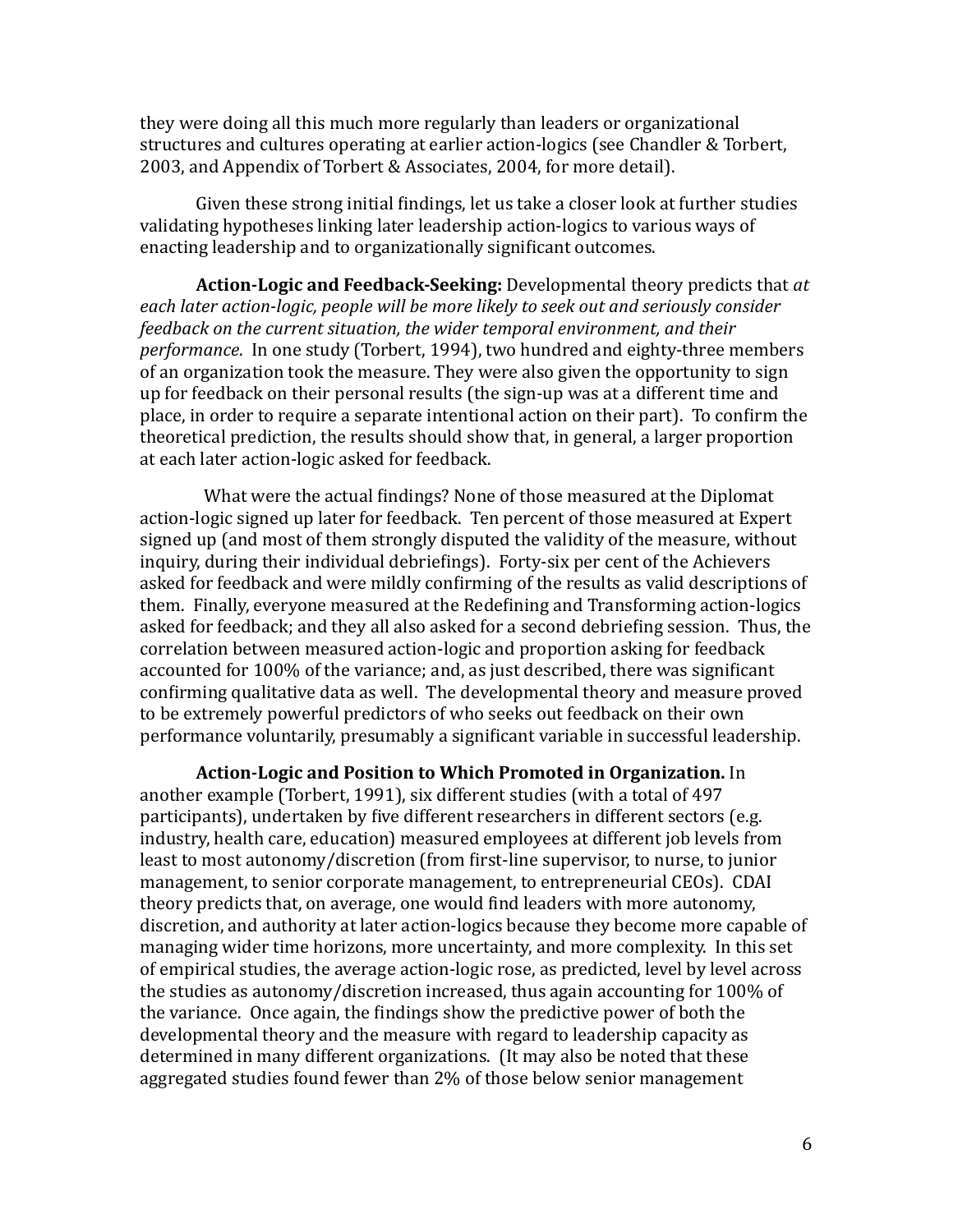they were doing all this much more regularly than leaders or organizational structures and cultures operating at earlier action-logics (see Chandler & Torbert, 2003, and Appendix of Torbert & Associates, 2004, for more detail).

Given these strong initial findings, let us take a closer look at further studies validating hypotheses linking later leadership action-logics to various ways of enacting leadership and to organizationally significant outcomes.

**Action-Logic and Feedback-Seeking:** Developmental theory predicts that *at each later action-logic, people will be more likely to seek out and seriously consider feedback on the current situation, the wider temporal environment, and their performance*. In one study (Torbert, 1994), two hundred and eighty-three members of an organization took the measure. They were also given the opportunity to sign up for feedback on their personal results (the sign-up was at a different time and place, in order to require a separate intentional action on their part). To confirm the theoretical prediction, the results should show that, in general, a larger proportion at each later action-logic asked for feedback.

What were the actual findings? None of those measured at the Diplomat action-logic signed up later for feedback. Ten percent of those measured at Expert signed up (and most of them strongly disputed the validity of the measure, without inquiry, during their individual debriefings). Forty-six per cent of the Achievers asked for feedback and were mildly confirming of the results as valid descriptions of them. Finally, everyone measured at the Redefining and Transforming action-logics asked for feedback; and they all also asked for a second debriefing session. Thus, the correlation between measured action-logic and proportion asking for feedback accounted for 100% of the variance; and, as just described, there was significant confirming qualitative data as well. The developmental theory and measure proved to be extremely powerful predictors of who seeks out feedback on their own performance voluntarily, presumably a significant variable in successful leadership.

**Action-Logic and Position to Which Promoted in Organization.** In another example (Torbert, 1991), six different studies (with a total of 497 participants), undertaken by five different researchers in different sectors (e.g. industry, health care, education) measured employees at different job levels from least to most autonomy/discretion (from first-line supervisor, to nurse, to junior management, to senior corporate management, to entrepreneurial CEOs). CDAI theory predicts that, on average, one would find leaders with more autonomy, discretion, and authority at later action-logics because they become more capable of managing wider time horizons, more uncertainty, and more complexity. In this set of empirical studies, the average action-logic rose, as predicted, level by level across the studies as autonomy/discretion increased, thus again accounting for 100% of the variance. Once again, the findings show the predictive power of both the developmental theory and the measure with regard to leadership capacity as determined in many different organizations. (It may also be noted that these aggregated studies found fewer than 2% of those below senior management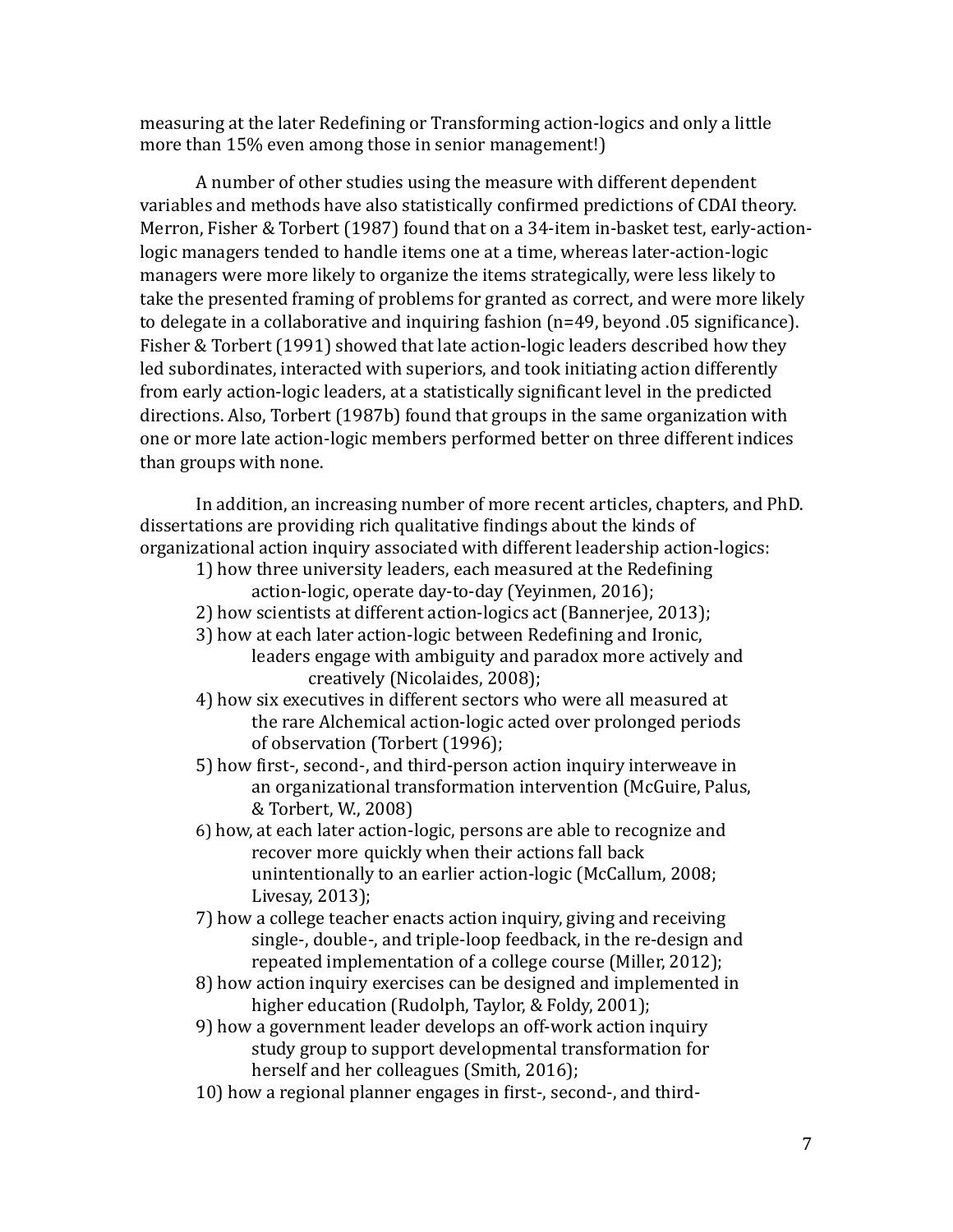measuring at the later Redefining or Transforming action-logics and only a little more than 15% even among those in senior management!)

A number of other studies using the measure with different dependent variables and methods have also statistically confirmed predictions of CDAI theory. Merron, Fisher & Torbert (1987) found that on a 34-item in-basket test, early-action-logic managers tended to handle items one at a time, whereas later-action-logic managers were more likely to organize the items strategically, were less likely to take the presented framing of problems for granted as correct, and were more likely to delegate in a collaborative and inquiring fashion (n=49, beyond .05 significance). Fisher & Torbert (1991) showed that late action-logic leaders described how they led subordinates, interacted with superiors, and took initiating action differently from early action-logic leaders, at a statistically significant level in the predicted directions. Also, Torbert (1987b) found that groups in the same organization with one or more late action-logic members performed better on three different indices than groups with none.

In addition, an increasing number of more recent articles, chapters, and PhD. dissertations are providing rich qualitative findings about the kinds of organizational action inquiry associated with different leadership action-logics:

1) how three university leaders, each measured at the Redefining action-logic, operate day-to-day (Yeyinmen, 2016);
2) how scientists at different action-logics act (Bannerjee, 2013);
3) how at each later action-logic between Redefining and Ironic, leaders engage with ambiguity and paradox more actively and creatively (Nicolaides, 2008);
4) how six executives in different sectors who were all measured at the rare Alchemical action-logic acted over prolonged periods of observation (Torbert (1996);
5) how first-, second-, and third-person action inquiry interweave in an organizational transformation intervention (McGuire, Palus, & Torbert, W., 2008)
6) how, at each later action-logic, persons are able to recognize and recover more quickly when their actions fall back unintentionally to an earlier action-logic (McCallum, 2008; Livesay, 2013);
7) how a college teacher enacts action inquiry, giving and receiving single-, double-, and triple-loop feedback, in the re-design and repeated implementation of a college course (Miller, 2012);
8) how action inquiry exercises can be designed and implemented in higher education (Rudolph, Taylor, & Foldy, 2001);
9) how a government leader develops an off-work action inquiry study group to support developmental transformation for herself and her colleagues (Smith, 2016);
10) how a regional planner engages in first-, second-, and third-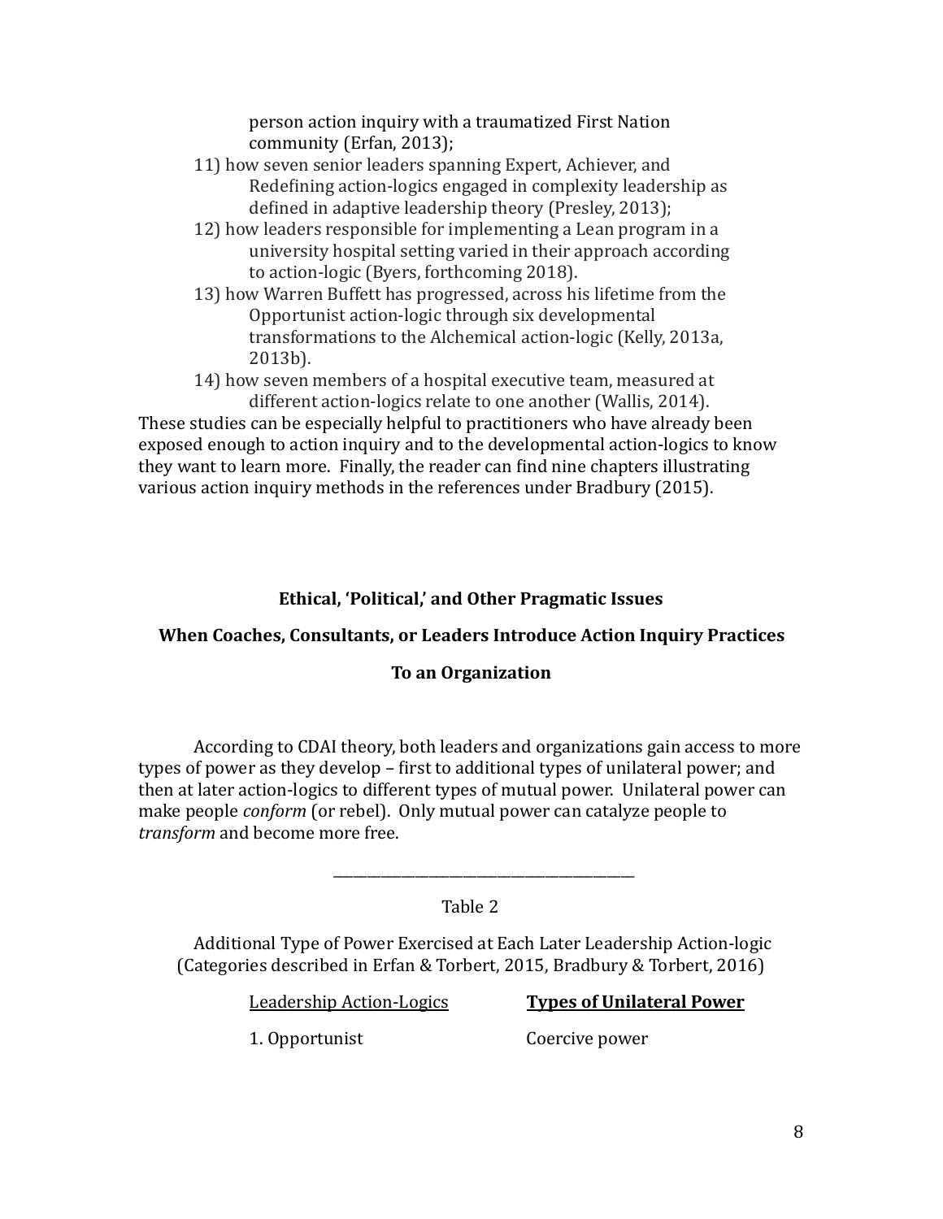person action inquiry with a traumatized First Nation community (Erfan, 2013);

11) how seven senior leaders spanning Expert, Achiever, and Redefining action-logics engaged in complexity leadership as defined in adaptive leadership theory (Presley, 2013);
12) how leaders responsible for implementing a Lean program in a university hospital setting varied in their approach according to action-logic (Byers, forthcoming 2018).
13) how Warren Buffett has progressed, across his lifetime from the Opportunist action-logic through six developmental transformations to the Alchemical action-logic (Kelly, 2013a, 2013b).
14) how seven members of a hospital executive team, measured at different action-logics relate to one another (Wallis, 2014).

These studies can be especially helpful to practitioners who have already been exposed enough to action inquiry and to the developmental action-logics to know they want to learn more. Finally, the reader can find nine chapters illustrating various action inquiry methods in the references under Bradbury (2015).

## Ethical, 'Political,' and Other Pragmatic Issues

## When Coaches, Consultants, or Leaders Introduce Action Inquiry Practices

## To an Organization

According to CDAI theory, both leaders and organizations gain access to more types of power as they develop – first to additional types of unilateral power; and then at later action-logics to different types of mutual power. Unilateral power can make people *conform* (or rebel). Only mutual power can catalyze people to *transform* and become more free.

---

Table 2

Additional Type of Power Exercised at Each Later Leadership Action-logic
(Categories described in Erfan & Torbert, 2015, Bradbury & Torbert, 2016)

| Leadership Action-Logics | **Types of Unilateral Power** |
|---|---|
| 1. Opportunist | Coercive power |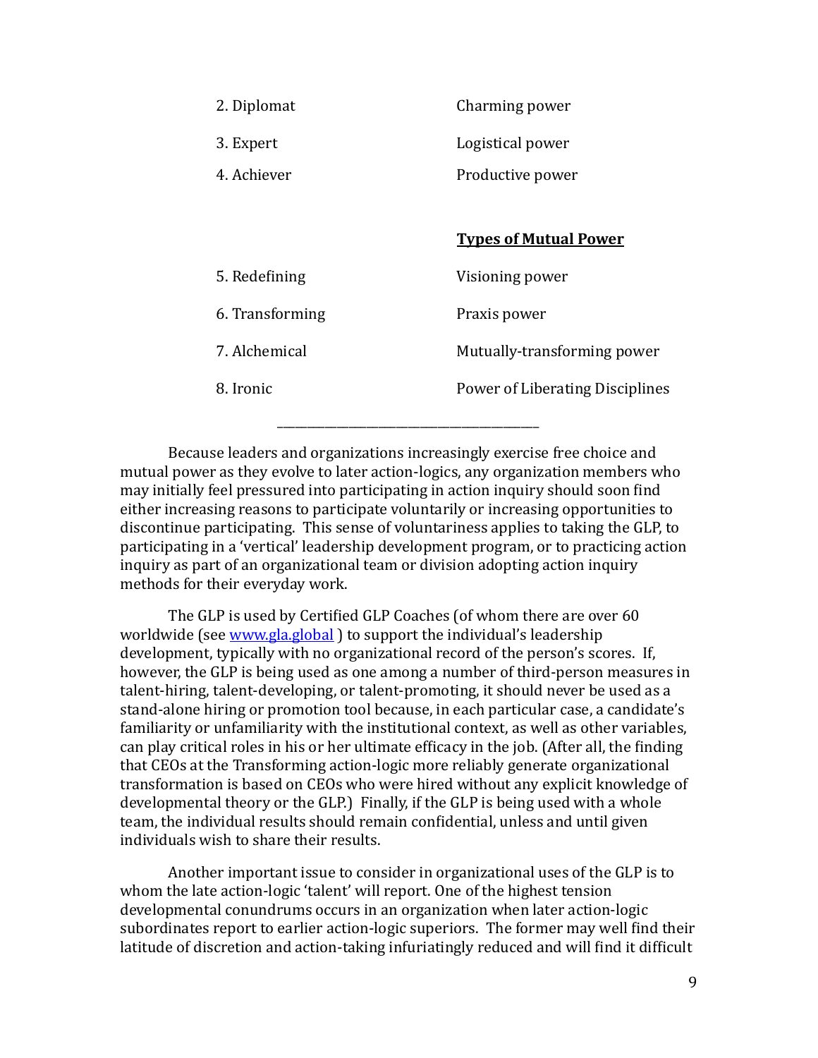| | |
|---|---|
| 2. Diplomat | Charming power |
| 3. Expert | Logistical power |
| 4. Achiever | Productive power |
| | |
| | **Types of Mutual Power** |
| 5. Redefining | Visioning power |
| 6. Transforming | Praxis power |
| 7. Alchemical | Mutually-transforming power |
| 8. Ironic | Power of Liberating Disciplines |

---

Because leaders and organizations increasingly exercise free choice and mutual power as they evolve to later action-logics, any organization members who may initially feel pressured into participating in action inquiry should soon find either increasing reasons to participate voluntarily or increasing opportunities to discontinue participating. This sense of voluntariness applies to taking the GLP, to participating in a 'vertical' leadership development program, or to practicing action inquiry as part of an organizational team or division adopting action inquiry methods for their everyday work.

The GLP is used by Certified GLP Coaches (of whom there are over 60 worldwide (see [www.gla.global](www.gla.global) ) to support the individual's leadership development, typically with no organizational record of the person's scores. If, however, the GLP is being used as one among a number of third-person measures in talent-hiring, talent-developing, or talent-promoting, it should never be used as a stand-alone hiring or promotion tool because, in each particular case, a candidate's familiarity or unfamiliarity with the institutional context, as well as other variables, can play critical roles in his or her ultimate efficacy in the job. (After all, the finding that CEOs at the Transforming action-logic more reliably generate organizational transformation is based on CEOs who were hired without any explicit knowledge of developmental theory or the GLP.) Finally, if the GLP is being used with a whole team, the individual results should remain confidential, unless and until given individuals wish to share their results.

Another important issue to consider in organizational uses of the GLP is to whom the late action-logic 'talent' will report. One of the highest tension developmental conundrums occurs in an organization when later action-logic subordinates report to earlier action-logic superiors. The former may well find their latitude of discretion and action-taking infuriatingly reduced and will find it difficult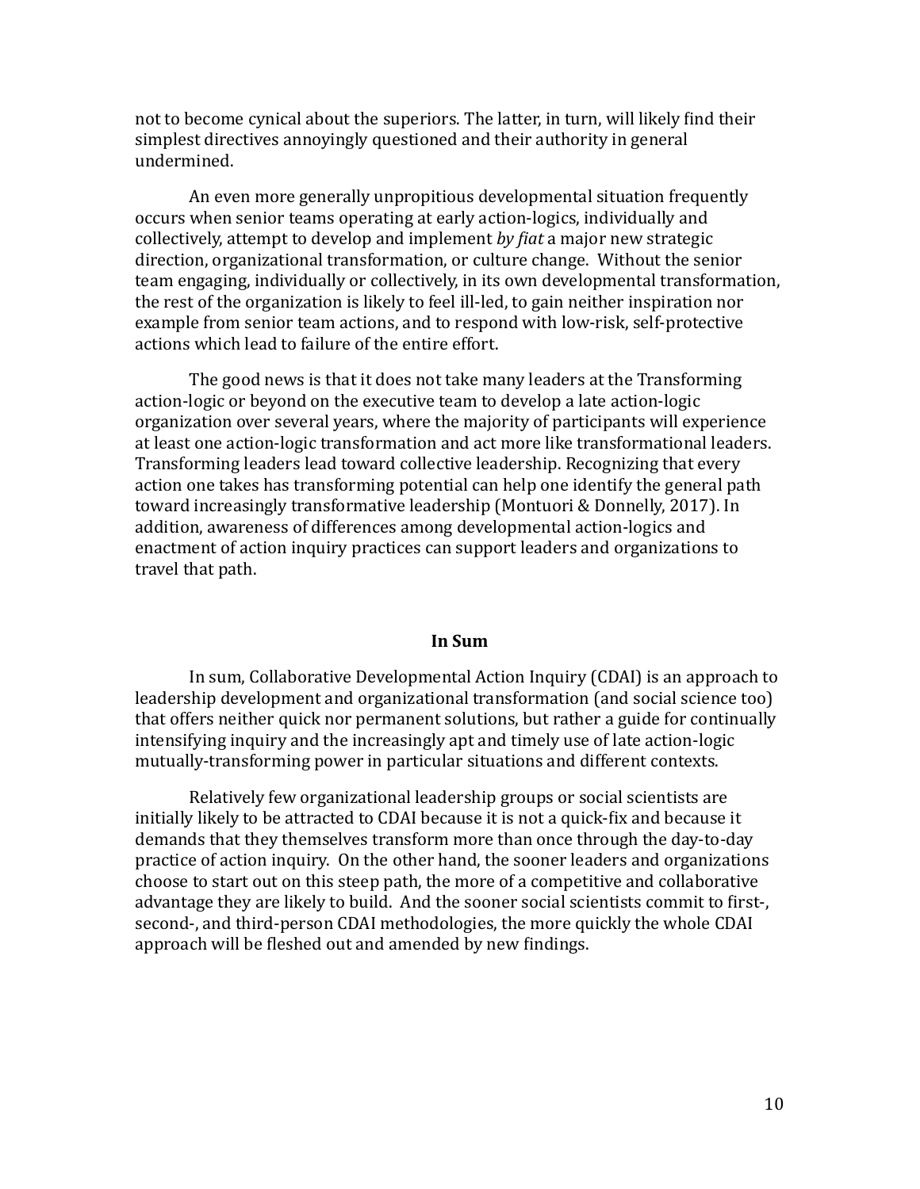not to become cynical about the superiors. The latter, in turn, will likely find their simplest directives annoyingly questioned and their authority in general undermined.

An even more generally unpropitious developmental situation frequently occurs when senior teams operating at early action-logics, individually and collectively, attempt to develop and implement *by fiat* a major new strategic direction, organizational transformation, or culture change. Without the senior team engaging, individually or collectively, in its own developmental transformation, the rest of the organization is likely to feel ill-led, to gain neither inspiration nor example from senior team actions, and to respond with low-risk, self-protective actions which lead to failure of the entire effort.

The good news is that it does not take many leaders at the Transforming action-logic or beyond on the executive team to develop a late action-logic organization over several years, where the majority of participants will experience at least one action-logic transformation and act more like transformational leaders. Transforming leaders lead toward collective leadership. Recognizing that every action one takes has transforming potential can help one identify the general path toward increasingly transformative leadership (Montuori & Donnelly, 2017). In addition, awareness of differences among developmental action-logics and enactment of action inquiry practices can support leaders and organizations to travel that path.

## In Sum

In sum, Collaborative Developmental Action Inquiry (CDAI) is an approach to leadership development and organizational transformation (and social science too) that offers neither quick nor permanent solutions, but rather a guide for continually intensifying inquiry and the increasingly apt and timely use of late action-logic mutually-transforming power in particular situations and different contexts.

Relatively few organizational leadership groups or social scientists are initially likely to be attracted to CDAI because it is not a quick-fix and because it demands that they themselves transform more than once through the day-to-day practice of action inquiry. On the other hand, the sooner leaders and organizations choose to start out on this steep path, the more of a competitive and collaborative advantage they are likely to build. And the sooner social scientists commit to first-, second-, and third-person CDAI methodologies, the more quickly the whole CDAI approach will be fleshed out and amended by new findings.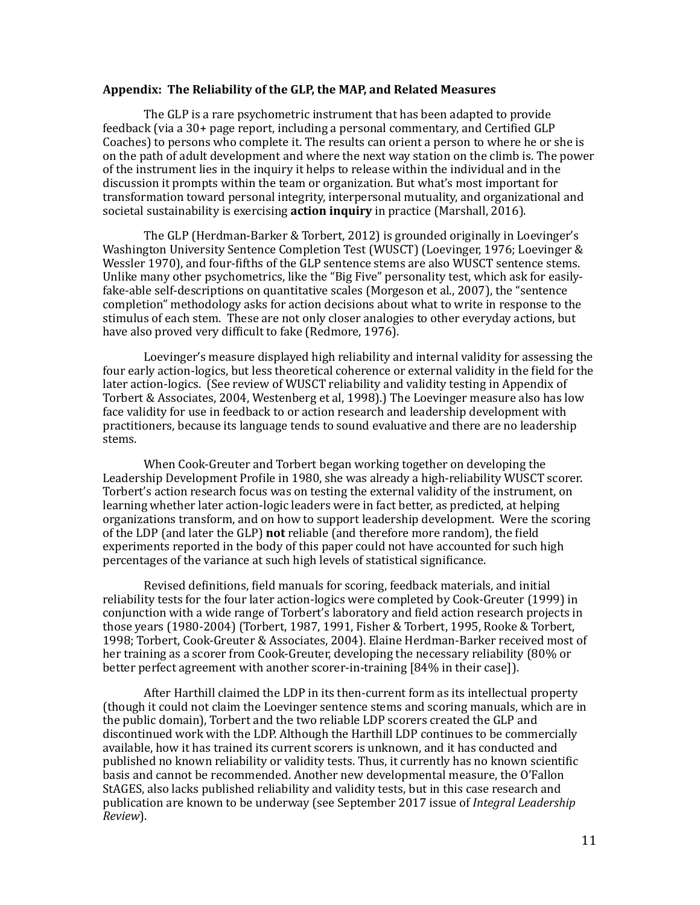**Appendix: The Reliability of the GLP, the MAP, and Related Measures**

The GLP is a rare psychometric instrument that has been adapted to provide feedback (via a 30+ page report, including a personal commentary, and Certified GLP Coaches) to persons who complete it. The results can orient a person to where he or she is on the path of adult development and where the next way station on the climb is. The power of the instrument lies in the inquiry it helps to release within the individual and in the discussion it prompts within the team or organization. But what's most important for transformation toward personal integrity, interpersonal mutuality, and organizational and societal sustainability is exercising **action inquiry** in practice (Marshall, 2016).

The GLP (Herdman-Barker & Torbert, 2012) is grounded originally in Loevinger's Washington University Sentence Completion Test (WUSCT) (Loevinger, 1976; Loevinger & Wessler 1970), and four-fifths of the GLP sentence stems are also WUSCT sentence stems. Unlike many other psychometrics, like the "Big Five" personality test, which ask for easily-fake-able self-descriptions on quantitative scales (Morgeson et al., 2007), the "sentence completion" methodology asks for action decisions about what to write in response to the stimulus of each stem. These are not only closer analogies to other everyday actions, but have also proved very difficult to fake (Redmore, 1976).

Loevinger's measure displayed high reliability and internal validity for assessing the four early action-logics, but less theoretical coherence or external validity in the field for the later action-logics. (See review of WUSCT reliability and validity testing in Appendix of Torbert & Associates, 2004, Westenberg et al, 1998).) The Loevinger measure also has low face validity for use in feedback to or action research and leadership development with practitioners, because its language tends to sound evaluative and there are no leadership stems.

When Cook-Greuter and Torbert began working together on developing the Leadership Development Profile in 1980, she was already a high-reliability WUSCT scorer. Torbert's action research focus was on testing the external validity of the instrument, on learning whether later action-logic leaders were in fact better, as predicted, at helping organizations transform, and on how to support leadership development. Were the scoring of the LDP (and later the GLP) **not** reliable (and therefore more random), the field experiments reported in the body of this paper could not have accounted for such high percentages of the variance at such high levels of statistical significance.

Revised definitions, field manuals for scoring, feedback materials, and initial reliability tests for the four later action-logics were completed by Cook-Greuter (1999) in conjunction with a wide range of Torbert's laboratory and field action research projects in those years (1980-2004) (Torbert, 1987, 1991, Fisher & Torbert, 1995, Rooke & Torbert, 1998; Torbert, Cook-Greuter & Associates, 2004). Elaine Herdman-Barker received most of her training as a scorer from Cook-Greuter, developing the necessary reliability (80% or better perfect agreement with another scorer-in-training [84% in their case]).

After Harthill claimed the LDP in its then-current form as its intellectual property (though it could not claim the Loevinger sentence stems and scoring manuals, which are in the public domain), Torbert and the two reliable LDP scorers created the GLP and discontinued work with the LDP. Although the Harthill LDP continues to be commercially available, how it has trained its current scorers is unknown, and it has conducted and published no known reliability or validity tests. Thus, it currently has no known scientific basis and cannot be recommended. Another new developmental measure, the O'Fallon StAGES, also lacks published reliability and validity tests, but in this case research and publication are known to be underway (see September 2017 issue of *Integral Leadership Review*).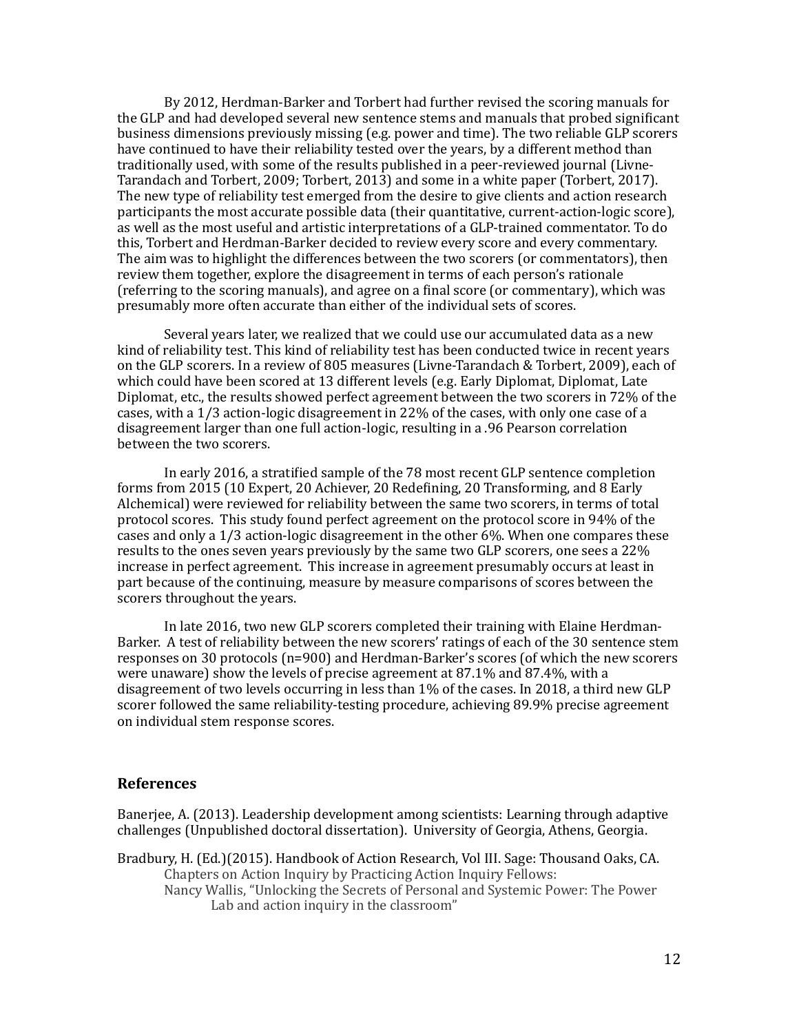By 2012, Herdman-Barker and Torbert had further revised the scoring manuals for the GLP and had developed several new sentence stems and manuals that probed significant business dimensions previously missing (e.g. power and time). The two reliable GLP scorers have continued to have their reliability tested over the years, by a different method than traditionally used, with some of the results published in a peer-reviewed journal (Livne-Tarandach and Torbert, 2009; Torbert, 2013) and some in a white paper (Torbert, 2017). The new type of reliability test emerged from the desire to give clients and action research participants the most accurate possible data (their quantitative, current-action-logic score), as well as the most useful and artistic interpretations of a GLP-trained commentator. To do this, Torbert and Herdman-Barker decided to review every score and every commentary. The aim was to highlight the differences between the two scorers (or commentators), then review them together, explore the disagreement in terms of each person's rationale (referring to the scoring manuals), and agree on a final score (or commentary), which was presumably more often accurate than either of the individual sets of scores.

Several years later, we realized that we could use our accumulated data as a new kind of reliability test. This kind of reliability test has been conducted twice in recent years on the GLP scorers. In a review of 805 measures (Livne-Tarandach & Torbert, 2009), each of which could have been scored at 13 different levels (e.g. Early Diplomat, Diplomat, Late Diplomat, etc., the results showed perfect agreement between the two scorers in 72% of the cases, with a 1/3 action-logic disagreement in 22% of the cases, with only one case of a disagreement larger than one full action-logic, resulting in a .96 Pearson correlation between the two scorers.

In early 2016, a stratified sample of the 78 most recent GLP sentence completion forms from 2015 (10 Expert, 20 Achiever, 20 Redefining, 20 Transforming, and 8 Early Alchemical) were reviewed for reliability between the same two scorers, in terms of total protocol scores. This study found perfect agreement on the protocol score in 94% of the cases and only a 1/3 action-logic disagreement in the other 6%. When one compares these results to the ones seven years previously by the same two GLP scorers, one sees a 22% increase in perfect agreement. This increase in agreement presumably occurs at least in part because of the continuing, measure by measure comparisons of scores between the scorers throughout the years.

In late 2016, two new GLP scorers completed their training with Elaine Herdman-Barker. A test of reliability between the new scorers' ratings of each of the 30 sentence stem responses on 30 protocols (n=900) and Herdman-Barker's scores (of which the new scorers were unaware) show the levels of precise agreement at 87.1% and 87.4%, with a disagreement of two levels occurring in less than 1% of the cases. In 2018, a third new GLP scorer followed the same reliability-testing procedure, achieving 89.9% precise agreement on individual stem response scores.

## References

Banerjee, A. (2013). Leadership development among scientists: Learning through adaptive challenges (Unpublished doctoral dissertation). University of Georgia, Athens, Georgia.

Bradbury, H. (Ed.)(2015). Handbook of Action Research, Vol III. Sage: Thousand Oaks, CA.
Chapters on Action Inquiry by Practicing Action Inquiry Fellows:
Nancy Wallis, "Unlocking the Secrets of Personal and Systemic Power: The Power Lab and action inquiry in the classroom"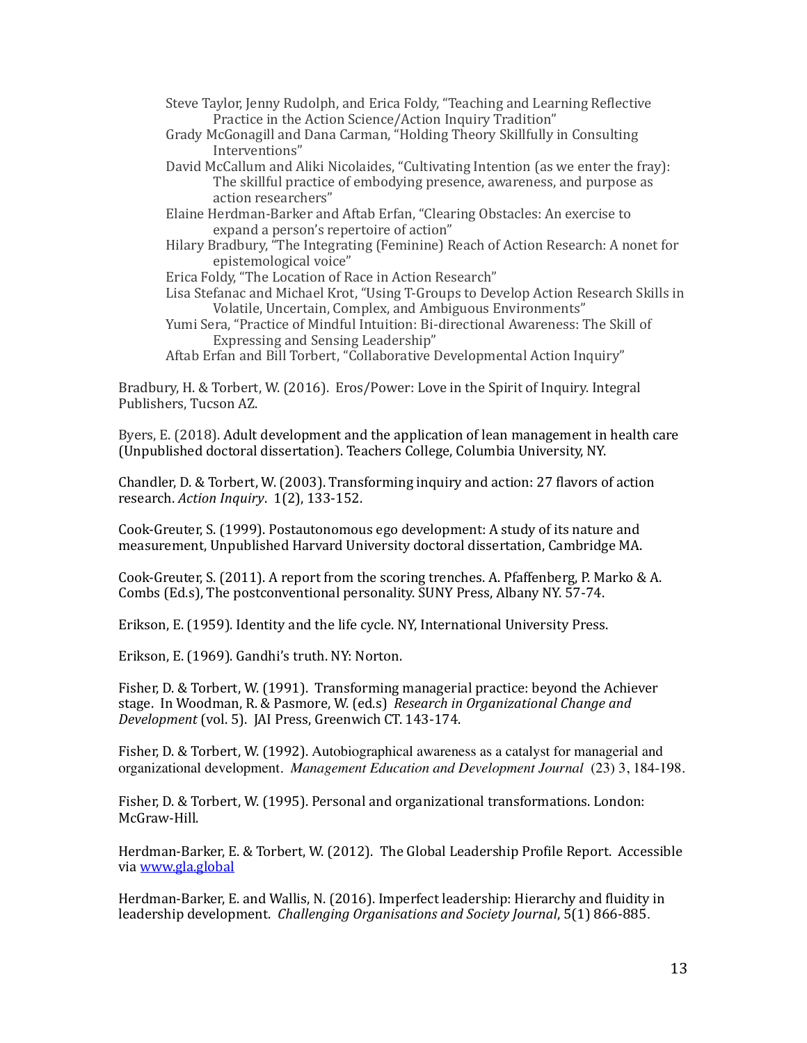Steve Taylor, Jenny Rudolph, and Erica Foldy, "Teaching and Learning Reflective Practice in the Action Science/Action Inquiry Tradition"
Grady McGonagill and Dana Carman, "Holding Theory Skillfully in Consulting Interventions"
David McCallum and Aliki Nicolaides, "Cultivating Intention (as we enter the fray): The skillful practice of embodying presence, awareness, and purpose as action researchers"
Elaine Herdman-Barker and Aftab Erfan, "Clearing Obstacles: An exercise to expand a person's repertoire of action"
Hilary Bradbury, "The Integrating (Feminine) Reach of Action Research: A nonet for epistemological voice"
Erica Foldy, "The Location of Race in Action Research"
Lisa Stefanac and Michael Krot, "Using T-Groups to Develop Action Research Skills in Volatile, Uncertain, Complex, and Ambiguous Environments"
Yumi Sera, "Practice of Mindful Intuition: Bi-directional Awareness: The Skill of Expressing and Sensing Leadership"
Aftab Erfan and Bill Torbert, "Collaborative Developmental Action Inquiry"

Bradbury, H. & Torbert, W. (2016). Eros/Power: Love in the Spirit of Inquiry. Integral Publishers, Tucson AZ.

Byers, E. (2018). Adult development and the application of lean management in health care (Unpublished doctoral dissertation). Teachers College, Columbia University, NY.

Chandler, D. & Torbert, W. (2003). Transforming inquiry and action: 27 flavors of action research. *Action Inquiry*. 1(2), 133-152.

Cook-Greuter, S. (1999). Postautonomous ego development: A study of its nature and measurement, Unpublished Harvard University doctoral dissertation, Cambridge MA.

Cook-Greuter, S. (2011). A report from the scoring trenches. A. Pfaffenberg, P. Marko & A. Combs (Ed.s), The postconventional personality. SUNY Press, Albany NY. 57-74.

Erikson, E. (1959). Identity and the life cycle. NY, International University Press.

Erikson, E. (1969). Gandhi's truth. NY: Norton.

Fisher, D. & Torbert, W. (1991). Transforming managerial practice: beyond the Achiever stage. In Woodman, R. & Pasmore, W. (ed.s) *Research in Organizational Change and Development* (vol. 5). JAI Press, Greenwich CT. 143-174.

Fisher, D. & Torbert, W. (1992). Autobiographical awareness as a catalyst for managerial and organizational development. *Management Education and Development Journal* (23) 3, 184-198.

Fisher, D. & Torbert, W. (1995). Personal and organizational transformations. London: McGraw-Hill.

Herdman-Barker, E. & Torbert, W. (2012). The Global Leadership Profile Report. Accessible via [www.gla.global](www.gla.global)

Herdman-Barker, E. and Wallis, N. (2016). Imperfect leadership: Hierarchy and fluidity in leadership development. *Challenging Organisations and Society Journal*, 5(1) 866-885.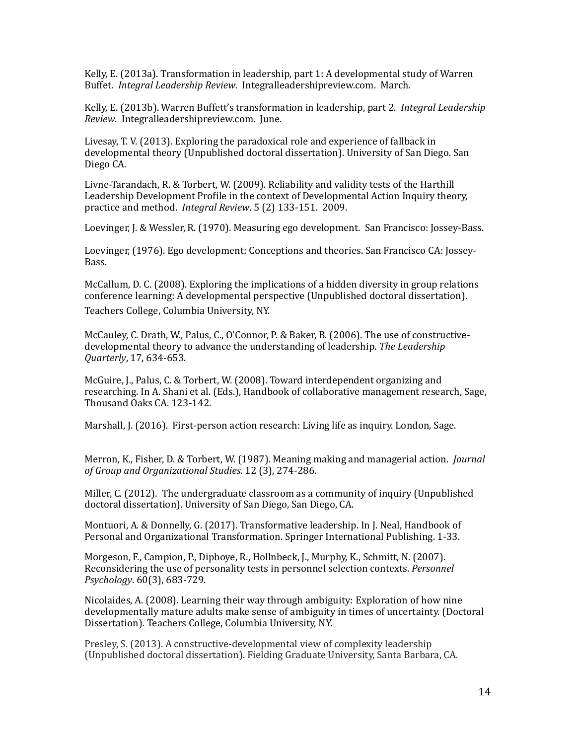Kelly, E. (2013a). Transformation in leadership, part 1: A developmental study of Warren Buffet. *Integral Leadership Review*. Integralleadershipreview.com. March.

Kelly, E. (2013b). Warren Buffett's transformation in leadership, part 2. *Integral Leadership Review*. Integralleadershipreview.com. June.

Livesay, T. V. (2013). Exploring the paradoxical role and experience of fallback in developmental theory (Unpublished doctoral dissertation). University of San Diego. San Diego CA.

Livne-Tarandach, R. & Torbert, W. (2009). Reliability and validity tests of the Harthill Leadership Development Profile in the context of Developmental Action Inquiry theory, practice and method. *Integral Review*. 5 (2) 133-151. 2009.

Loevinger, J. & Wessler, R. (1970). Measuring ego development. San Francisco: Jossey-Bass.

Loevinger, (1976). Ego development: Conceptions and theories. San Francisco CA: Jossey-Bass.

McCallum, D. C. (2008). Exploring the implications of a hidden diversity in group relations conference learning: A developmental perspective (Unpublished doctoral dissertation). Teachers College, Columbia University, NY.

McCauley, C. Drath, W., Palus, C., O'Connor, P. & Baker, B. (2006). The use of constructive-developmental theory to advance the understanding of leadership. *The Leadership Quarterly*, 17, 634-653.

McGuire, J., Palus, C. & Torbert, W. (2008). Toward interdependent organizing and researching. In A. Shani et al. (Eds.), Handbook of collaborative management research, Sage, Thousand Oaks CA. 123-142.

Marshall, J. (2016). First-person action research: Living life as inquiry. London, Sage.

Merron, K., Fisher, D. & Torbert, W. (1987). Meaning making and managerial action. *Journal of Group and Organizational Studies*. 12 (3), 274-286.

Miller, C. (2012). The undergraduate classroom as a community of inquiry (Unpublished doctoral dissertation). University of San Diego, San Diego, CA.

Montuori, A. & Donnelly, G. (2017). Transformative leadership. In J. Neal, Handbook of Personal and Organizational Transformation. Springer International Publishing. 1-33.

Morgeson, F., Campion, P., Dipboye, R., Hollnbeck, J., Murphy, K., Schmitt, N. (2007). Reconsidering the use of personality tests in personnel selection contexts. *Personnel Psychology*. 60(3), 683-729.

Nicolaides, A. (2008). Learning their way through ambiguity: Exploration of how nine developmentally mature adults make sense of ambiguity in times of uncertainty. (Doctoral Dissertation). Teachers College, Columbia University, NY.

Presley, S. (2013). A constructive-developmental view of complexity leadership (Unpublished doctoral dissertation). Fielding Graduate University, Santa Barbara, CA.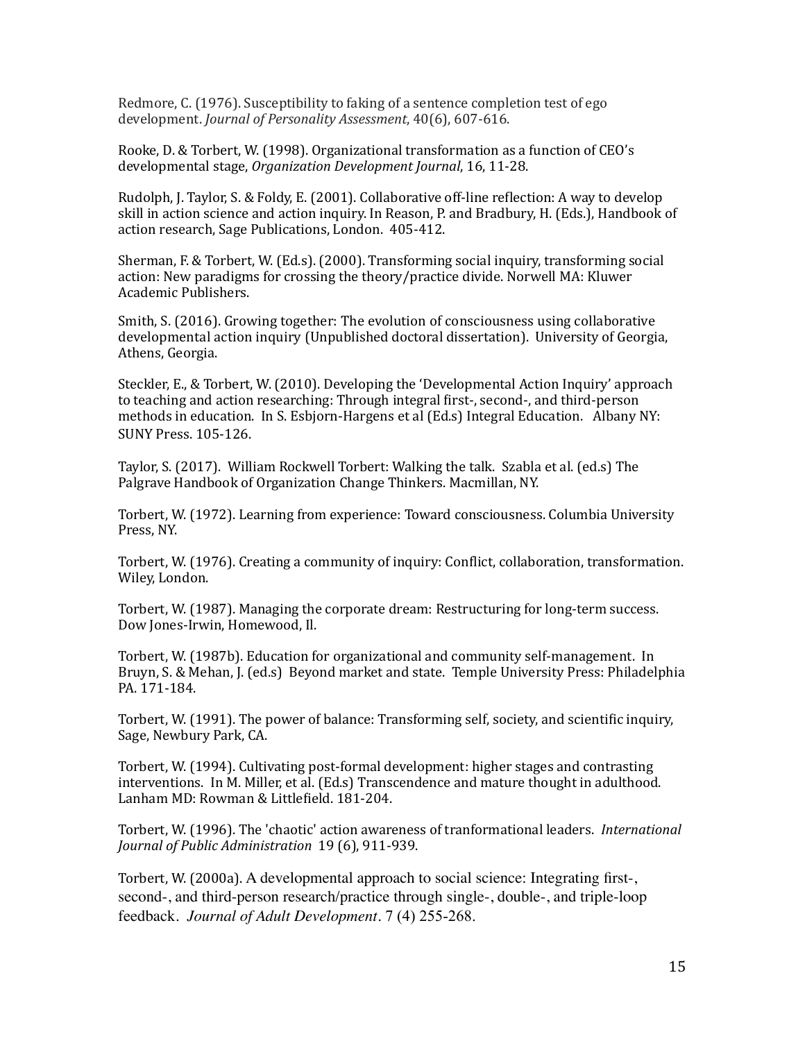Redmore, C. (1976). Susceptibility to faking of a sentence completion test of ego development. *Journal of Personality Assessment*, 40(6), 607-616.

Rooke, D. & Torbert, W. (1998). Organizational transformation as a function of CEO's developmental stage, *Organization Development Journal*, 16, 11-28.

Rudolph, J. Taylor, S. & Foldy, E. (2001). Collaborative off-line reflection: A way to develop skill in action science and action inquiry. In Reason, P. and Bradbury, H. (Eds.), Handbook of action research, Sage Publications, London. 405-412.

Sherman, F. & Torbert, W. (Ed.s). (2000). Transforming social inquiry, transforming social action: New paradigms for crossing the theory/practice divide. Norwell MA: Kluwer Academic Publishers.

Smith, S. (2016). Growing together: The evolution of consciousness using collaborative developmental action inquiry (Unpublished doctoral dissertation). University of Georgia, Athens, Georgia.

Steckler, E., & Torbert, W. (2010). Developing the 'Developmental Action Inquiry' approach to teaching and action researching: Through integral first-, second-, and third-person methods in education. In S. Esbjorn-Hargens et al (Ed.s) Integral Education. Albany NY: SUNY Press. 105-126.

Taylor, S. (2017). William Rockwell Torbert: Walking the talk. Szabla et al. (ed.s) The Palgrave Handbook of Organization Change Thinkers. Macmillan, NY.

Torbert, W. (1972). Learning from experience: Toward consciousness. Columbia University Press, NY.

Torbert, W. (1976). Creating a community of inquiry: Conflict, collaboration, transformation. Wiley, London.

Torbert, W. (1987). Managing the corporate dream: Restructuring for long-term success. Dow Jones-Irwin, Homewood, Il.

Torbert, W. (1987b). Education for organizational and community self-management. In Bruyn, S. & Mehan, J. (ed.s) Beyond market and state. Temple University Press: Philadelphia PA. 171-184.

Torbert, W. (1991). The power of balance: Transforming self, society, and scientific inquiry, Sage, Newbury Park, CA.

Torbert, W. (1994). Cultivating post-formal development: higher stages and contrasting interventions. In M. Miller, et al. (Ed.s) Transcendence and mature thought in adulthood. Lanham MD: Rowman & Littlefield. 181-204.

Torbert, W. (1996). The 'chaotic' action awareness of tranformational leaders. *International Journal of Public Administration* 19 (6), 911-939.

Torbert, W. (2000a). A developmental approach to social science: Integrating first-, second-, and third-person research/practice through single-, double-, and triple-loop feedback. *Journal of Adult Development*. 7 (4) 255-268.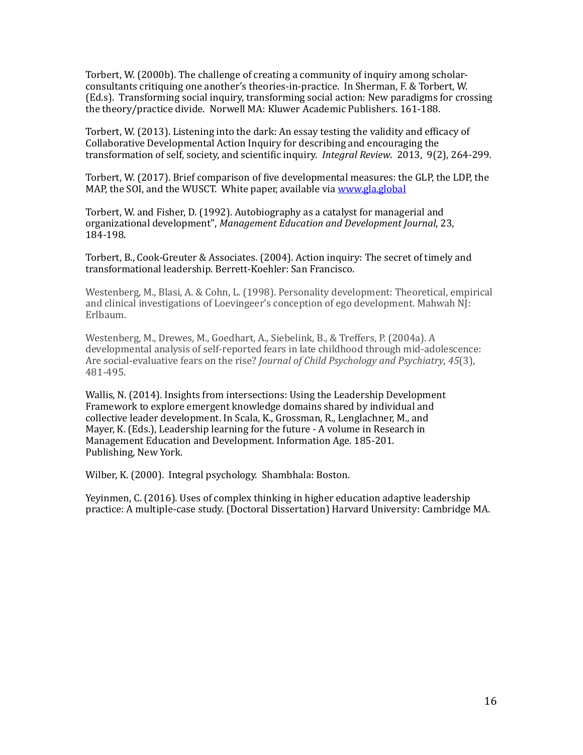Torbert, W. (2000b). The challenge of creating a community of inquiry among scholar-consultants critiquing one another's theories-in-practice. In Sherman, F. & Torbert, W. (Ed.s). Transforming social inquiry, transforming social action: New paradigms for crossing the theory/practice divide. Norwell MA: Kluwer Academic Publishers. 161-188.

Torbert, W. (2013). Listening into the dark: An essay testing the validity and efficacy of Collaborative Developmental Action Inquiry for describing and encouraging the transformation of self, society, and scientific inquiry. *Integral Review*. 2013, 9(2), 264-299.

Torbert, W. (2017). Brief comparison of five developmental measures: the GLP, the LDP, the MAP, the SOI, and the WUSCT. White paper, available via [www.gla.global](www.gla.global)

Torbert, W. and Fisher, D. (1992). Autobiography as a catalyst for managerial and organizational development", *Management Education and Development Journal*, 23, 184-198.

Torbert, B., Cook-Greuter & Associates. (2004). Action inquiry: The secret of timely and transformational leadership. Berrett-Koehler: San Francisco.

Westenberg, M., Blasi, A. & Cohn, L. (1998). Personality development: Theoretical, empirical and clinical investigations of Loevingeer's conception of ego development. Mahwah NJ: Erlbaum.

Westenberg, M., Drewes, M., Goedhart, A., Siebelink, B., & Treffers, P. (2004a). A developmental analysis of self-reported fears in late childhood through mid-adolescence: Are social-evaluative fears on the rise? *Journal of Child Psychology and Psychiatry*, *45*(3), 481-495.

Wallis, N. (2014). Insights from intersections: Using the Leadership Development Framework to explore emergent knowledge domains shared by individual and collective leader development. In Scala, K., Grossman, R., Lenglachner, M., and Mayer, K. (Eds.), Leadership learning for the future - A volume in Research in Management Education and Development. Information Age. 185-201. Publishing, New York.

Wilber, K. (2000). Integral psychology. Shambhala: Boston.

Yeyinmen, C. (2016). Uses of complex thinking in higher education adaptive leadership practice: A multiple-case study. (Doctoral Dissertation) Harvard University: Cambridge MA.